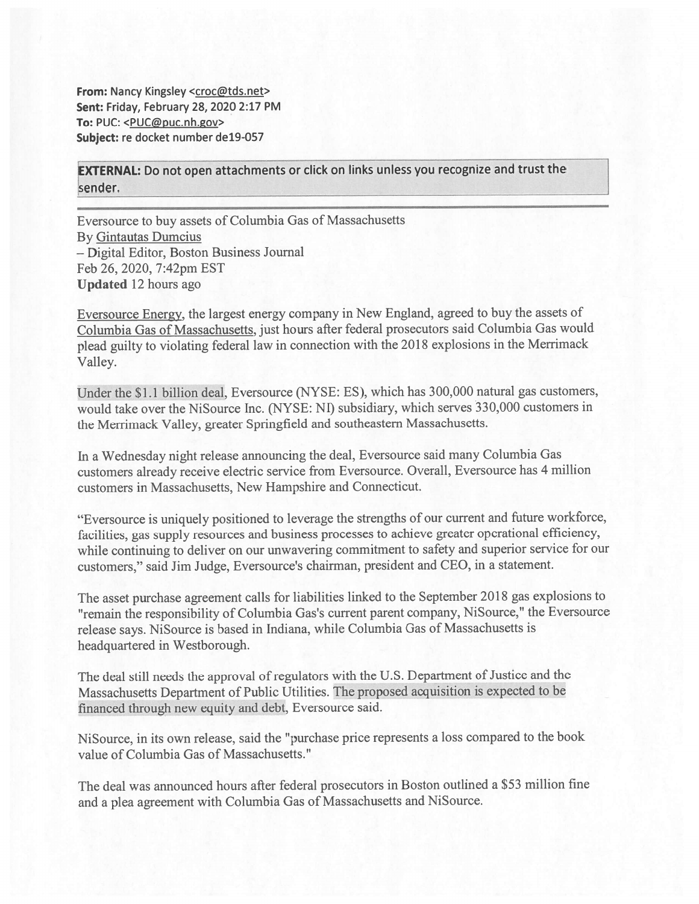**From:** Nancy Kingsley <croc@tds.net>
**Sent:** Friday, February 28, 2020 2:17 PM
**To:** PUC: <PUC@puc.nh.gov>
**Subject:** re docket number de19-057

**EXTERNAL:** Do not open attachments or click on links unless you recognize and trust the sender.

---

Eversource to buy assets of Columbia Gas of Massachusetts
By Gintautas Dumcius
– Digital Editor, Boston Business Journal
Feb 26, 2020, 7:42pm EST
**Updated** 12 hours ago

Eversource Energy, the largest energy company in New England, agreed to buy the assets of Columbia Gas of Massachusetts, just hours after federal prosecutors said Columbia Gas would plead guilty to violating federal law in connection with the 2018 explosions in the Merrimack Valley.

Under the $1.1 billion deal, Eversource (NYSE: ES), which has 300,000 natural gas customers, would take over the NiSource Inc. (NYSE: NI) subsidiary, which serves 330,000 customers in the Merrimack Valley, greater Springfield and southeastern Massachusetts.

In a Wednesday night release announcing the deal, Eversource said many Columbia Gas customers already receive electric service from Eversource. Overall, Eversource has 4 million customers in Massachusetts, New Hampshire and Connecticut.

"Eversource is uniquely positioned to leverage the strengths of our current and future workforce, facilities, gas supply resources and business processes to achieve greater operational efficiency, while continuing to deliver on our unwavering commitment to safety and superior service for our customers," said Jim Judge, Eversource's chairman, president and CEO, in a statement.

The asset purchase agreement calls for liabilities linked to the September 2018 gas explosions to "remain the responsibility of Columbia Gas's current parent company, NiSource," the Eversource release says. NiSource is based in Indiana, while Columbia Gas of Massachusetts is headquartered in Westborough.

The deal still needs the approval of regulators with the U.S. Department of Justice and the Massachusetts Department of Public Utilities. The proposed acquisition is expected to be financed through new equity and debt, Eversource said.

NiSource, in its own release, said the "purchase price represents a loss compared to the book value of Columbia Gas of Massachusetts."

The deal was announced hours after federal prosecutors in Boston outlined a $53 million fine and a plea agreement with Columbia Gas of Massachusetts and NiSource.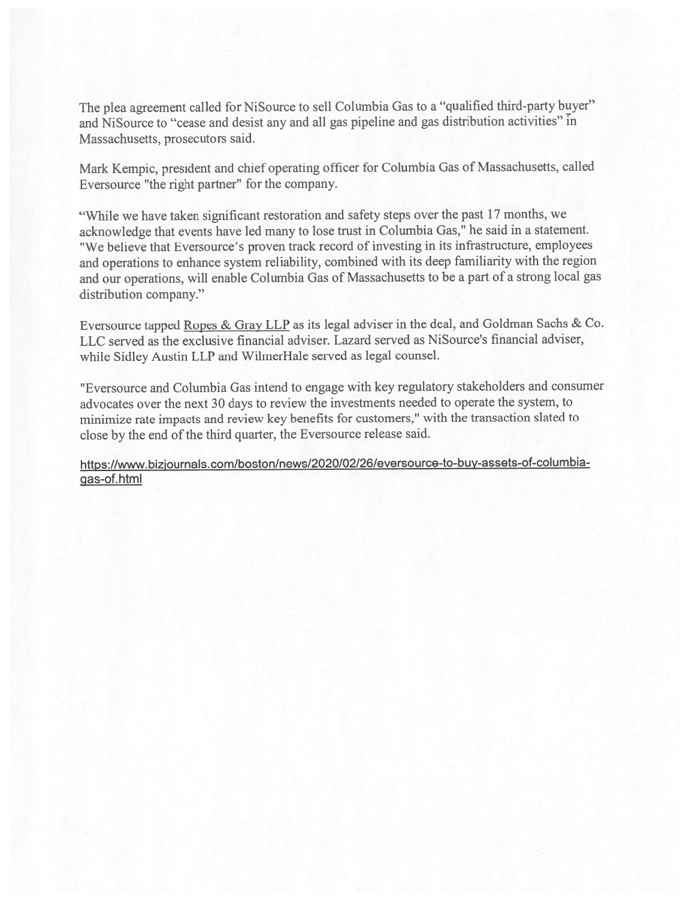The plea agreement called for NiSource to sell Columbia Gas to a "qualified third-party buyer" and NiSource to "cease and desist any and all gas pipeline and gas distribution activities" in Massachusetts, prosecutors said.

Mark Kempic, president and chief operating officer for Columbia Gas of Massachusetts, called Eversource "the right partner" for the company.

"While we have taken significant restoration and safety steps over the past 17 months, we acknowledge that events have led many to lose trust in Columbia Gas," he said in a statement. "We believe that Eversource's proven track record of investing in its infrastructure, employees and operations to enhance system reliability, combined with its deep familiarity with the region and our operations, will enable Columbia Gas of Massachusetts to be a part of a strong local gas distribution company."

Eversource tapped Ropes & Gray LLP as its legal adviser in the deal, and Goldman Sachs & Co. LLC served as the exclusive financial adviser. Lazard served as NiSource's financial adviser, while Sidley Austin LLP and WilmerHale served as legal counsel.

"Eversource and Columbia Gas intend to engage with key regulatory stakeholders and consumer advocates over the next 30 days to review the investments needed to operate the system, to minimize rate impacts and review key benefits for customers," with the transaction slated to close by the end of the third quarter, the Eversource release said.

https://www.bizjournals.com/boston/news/2020/02/26/eversource-to-buy-assets-of-columbia-gas-of.html